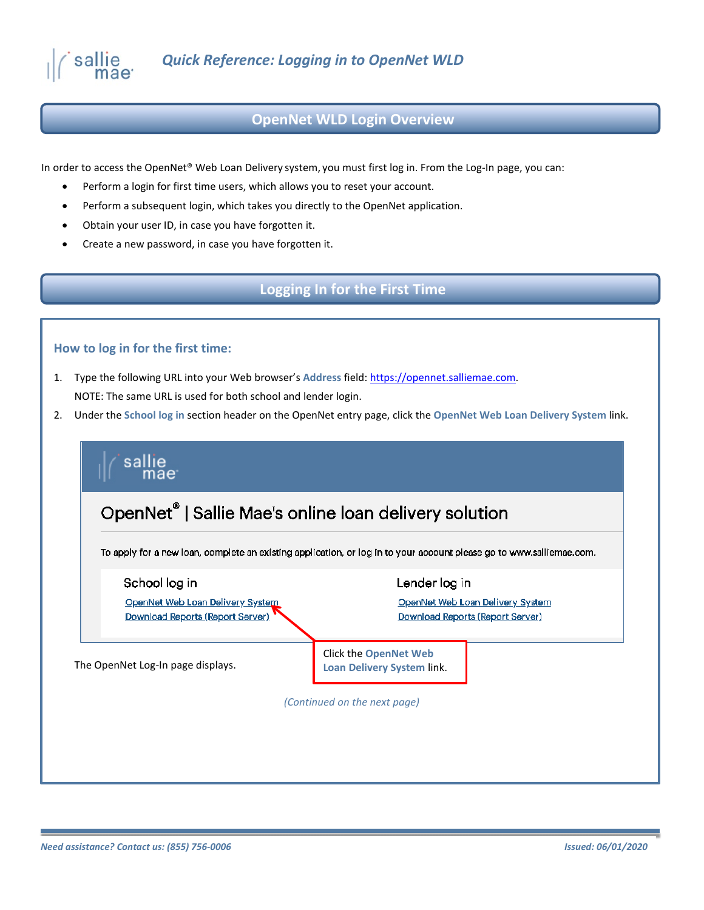# Quick Reference: Logging in to OpenNet WLD

## OpenNet WLD Login Overview

In order to access the OpenNet® Web Loan Delivery system, you must first log in. From the Log-In page, you can:

- Perform a login for first time users, which allows you to reset your account.
- Perform a subsequent login, which takes you directly to the OpenNet application.
- Obtain your user ID, in case you have forgotten it.
- Create a new password, in case you have forgotten it.

## Logging In for the First Time

### How to log in for the first time:

1. Type the following URL into your Web browser's **Address** field: https://opennet.salliemae.com.
   NOTE: The same URL is used for both school and lender login.
2. Under the **School log in** section header on the OpenNet entry page, click the **OpenNet Web Loan Delivery System** link.

   Click the **OpenNet Web Loan Delivery System** link.

   The OpenNet Log-In page displays.

*(Continued on the next page)*

*Need assistance? Contact us: (855) 756-0006* *Issued: 06/01/2020*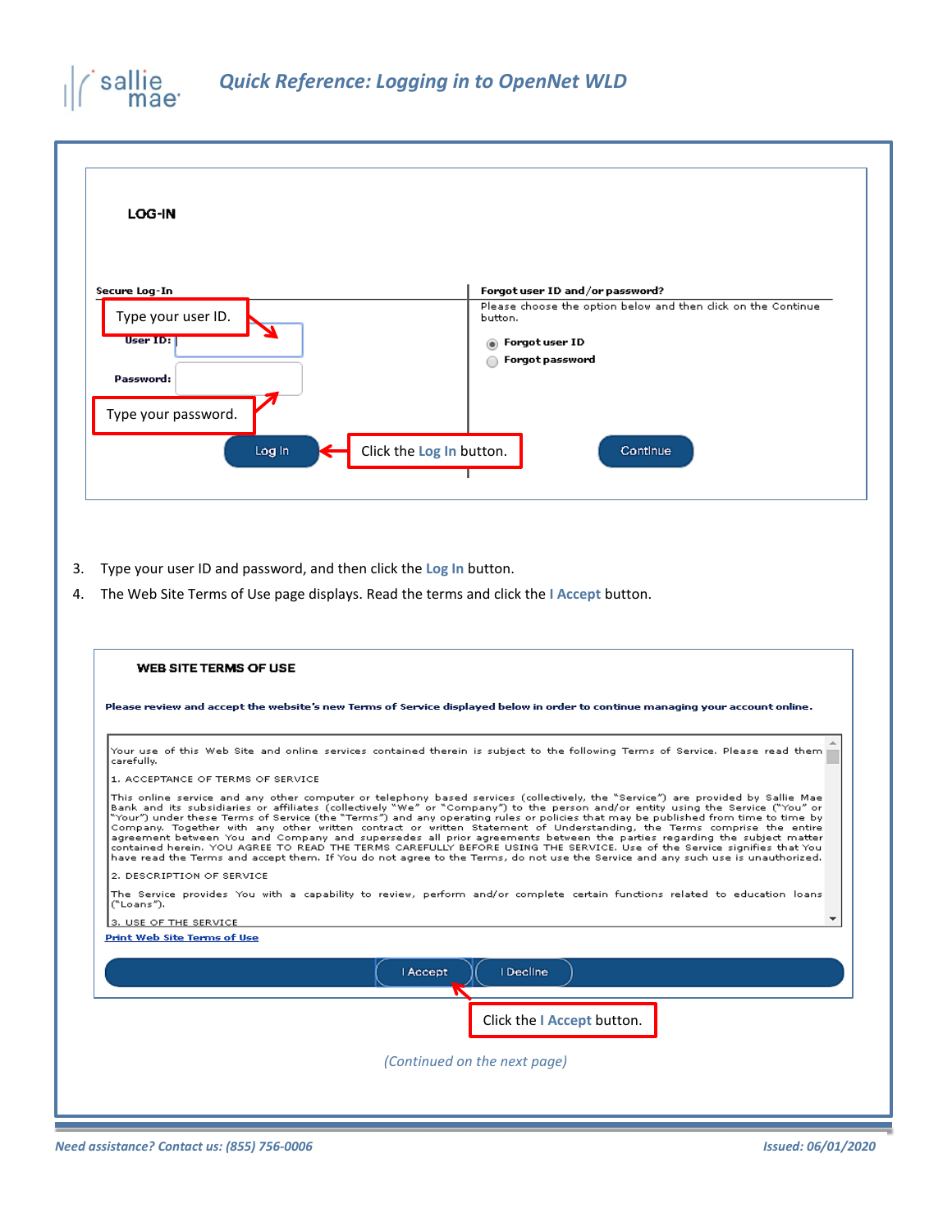# Quick Reference: Logging in to OpenNet WLD

**LOG-IN**

**Secure Log-In**

Type your user ID.

**User ID:**

**Password:**

Type your password.

Log In

Click the **Log In** button.

**Forgot user ID and/or password?**

Please choose the option below and then click on the Continue button.

- **Forgot user ID**
- **Forgot password**

Continue

3. Type your user ID and password, and then click the **Log In** button.
4. The Web Site Terms of Use page displays. Read the terms and click the **I Accept** button.

**WEB SITE TERMS OF USE**

**Please review and accept the website's new Terms of Service displayed below in order to continue managing your account online.**

Your use of this Web Site and online services contained therein is subject to the following Terms of Service. Please read them carefully.

1. ACCEPTANCE OF TERMS OF SERVICE

This online service and any other computer or telephony based services (collectively, the "Service") are provided by Sallie Mae Bank and its subsidiaries or affiliates (collectively "We" or "Company") to the person and/or entity using the Service ("You" or "Your") under these Terms of Service (the "Terms") and any operating rules or policies that may be published from time to time by Company. Together with any other written contract or written Statement of Understanding, the Terms comprise the entire agreement between You and Company and supersedes all prior agreements between the parties regarding the subject matter contained herein. YOU AGREE TO READ THE TERMS CAREFULLY BEFORE USING THE SERVICE. Use of the Service signifies that You have read the Terms and accept them. If You do not agree to the Terms, do not use the Service and any such use is unauthorized.

2. DESCRIPTION OF SERVICE

The Service provides You with a capability to review, perform and/or complete certain functions related to education loans ("Loans").

3. USE OF THE SERVICE

Print Web Site Terms of Use

I Accept | I Decline

Click the **I Accept** button.

*(Continued on the next page)*

*Need assistance? Contact us: (855) 756-0006*

*Issued: 06/01/2020*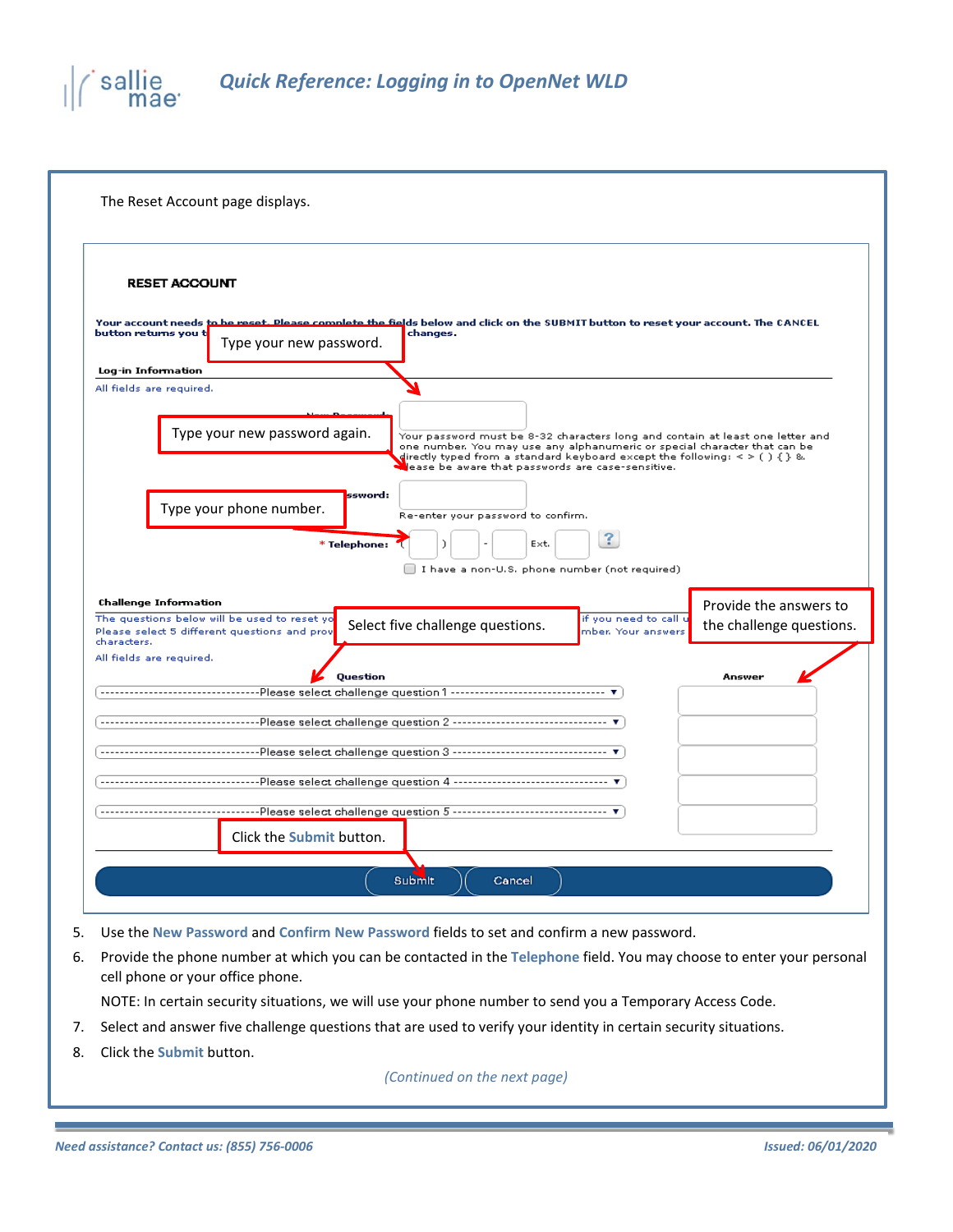The Reset Account page displays.

**RESET ACCOUNT**

**Your account needs to be reset. Please complete the fields below and click on the SUBMIT button to reset your account. The CANCEL button returns you t... changes.**

Type your new password.

**Log-in Information**

All fields are required.

Type your new password again.

Your password must be 8-32 characters long and contain at least one letter and one number. You may use any alphanumeric or special character that can be directly typed from a standard keyboard except the following: < > ( ) { } &. Please be aware that passwords are case-sensitive.

Type your phone number.

Re-enter your password to confirm.

\* **Telephone:** ( ) - Ext.

I have a non-U.S. phone number (not required)

**Challenge Information**

The questions below will be used to reset yo... if you need to call u... Please select 5 different questions and prov... mber. Your answers ... characters.

Select five challenge questions.

Provide the answers to the challenge questions.

All fields are required.

| Question | Answer |
|---|---|
| Please select challenge question 1 | |
| Please select challenge question 2 | |
| Please select challenge question 3 | |
| Please select challenge question 4 | |
| Please select challenge question 5 | |

Click the Submit button.

Submit | Cancel

5. Use the New Password and Confirm New Password fields to set and confirm a new password.
6. Provide the phone number at which you can be contacted in the Telephone field. You may choose to enter your personal cell phone or your office phone.

   NOTE: In certain security situations, we will use your phone number to send you a Temporary Access Code.
7. Select and answer five challenge questions that are used to verify your identity in certain security situations.
8. Click the Submit button.

*(Continued on the next page)*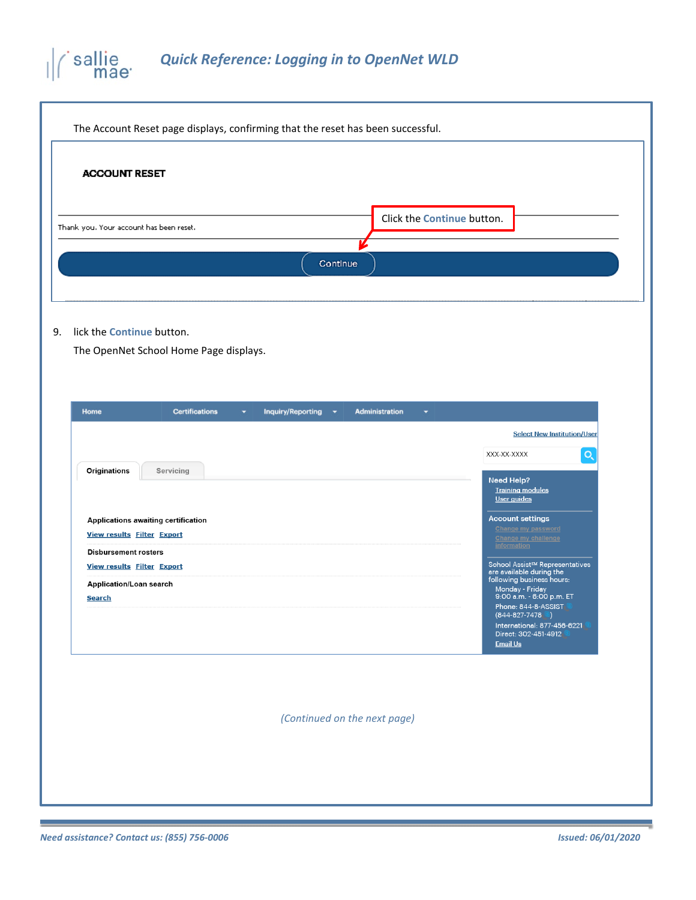The Account Reset page displays, confirming that the reset has been successful.

**ACCOUNT RESET**

Thank you. Your account has been reset.

Click the **Continue** button.

Continue

9. lick the **Continue** button.

   The OpenNet School Home Page displays.

Home | Certifications | Inquiry/Reporting | Administration

Select New Institution/User

XXX-XX-XXXX

Originations | Servicing

Applications awaiting certification

View results Filter Export

Disbursement rosters

View results Filter Export

Application/Loan search

Search

Need Help?
Training modules
User guides

Account settings
Change my password
Change my challenge information

School Assist℠ Representatives are available during the following business hours:
Monday - Friday
9:00 a.m. - 6:00 p.m. ET
Phone: 844-8-ASSIST (844-827-7478)
International: 877-456-6221
Direct: 302-451-4912
Email Us

*(Continued on the next page)*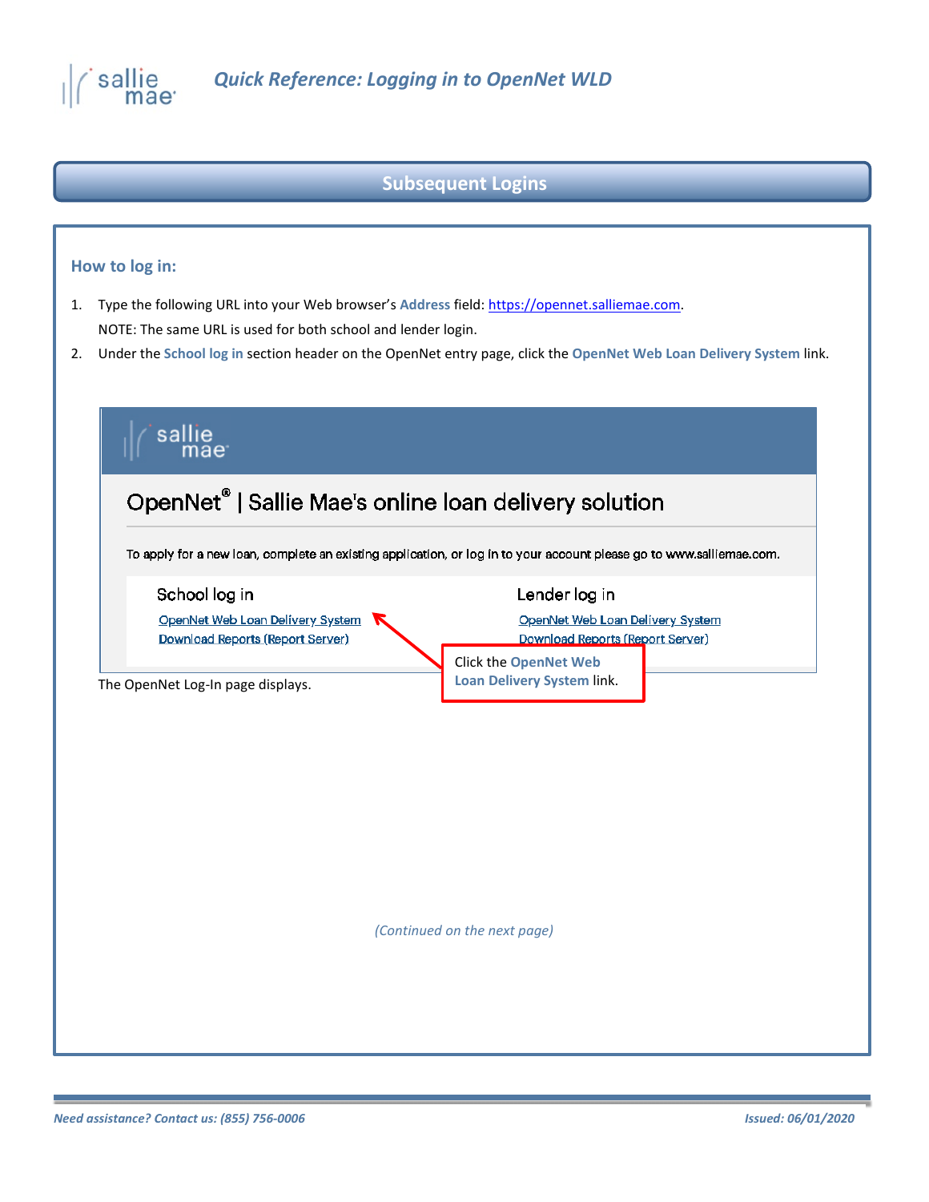## Subsequent Logins

### How to log in:

1. Type the following URL into your Web browser's **Address** field: https://opennet.salliemae.com.

   NOTE: The same URL is used for both school and lender login.

2. Under the **School log in** section header on the OpenNet entry page, click the **OpenNet Web Loan Delivery System** link.

   OpenNet® | Sallie Mae's online loan delivery solution

   To apply for a new loan, complete an existing application, or log in to your account please go to www.salliemae.com.

   School log in

   - OpenNet Web Loan Delivery System
   - Download Reports (Report Server)

   Lender log in

   - OpenNet Web Loan Delivery System
   - Download Reports (Report Server)

   Click the **OpenNet Web Loan Delivery System** link.

   The OpenNet Log-In page displays.

*(Continued on the next page)*

*Need assistance? Contact us: (855) 756-0006*

*Issued: 06/01/2020*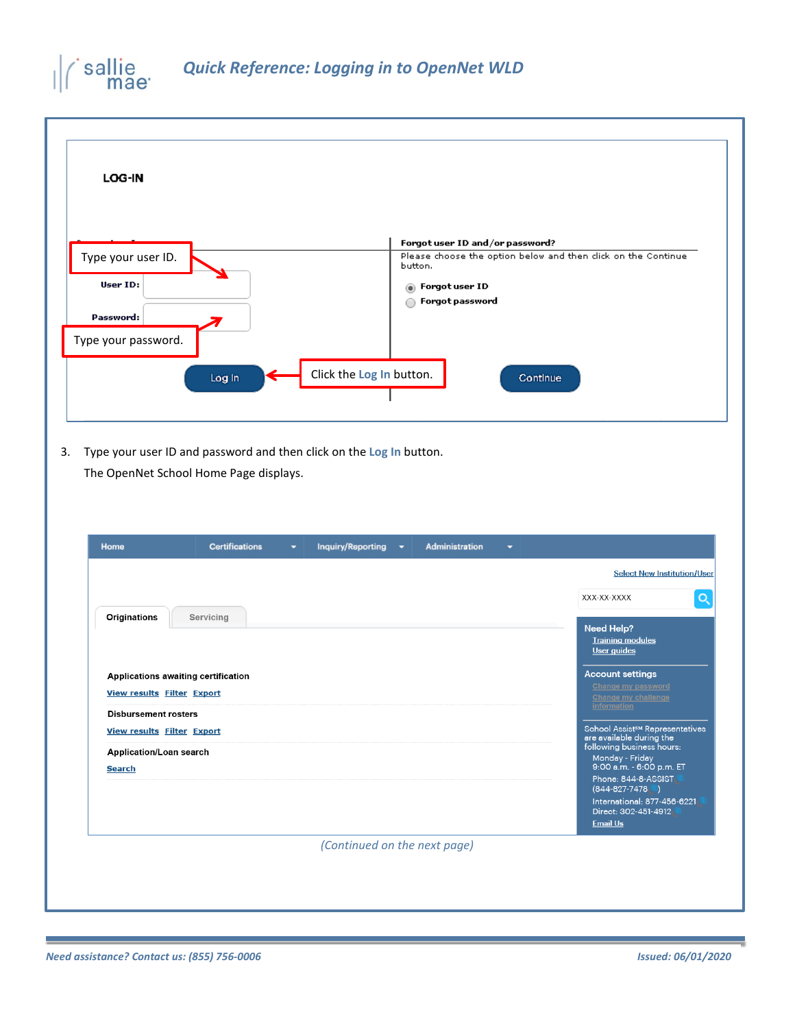# Quick Reference: Logging in to OpenNet WLD

**LOG-IN**

Type your user ID.

User ID:

Password:

Type your password.

Log In

Click the Log In button.

**Forgot user ID and/or password?**

Please choose the option below and then click on the Continue button.

- Forgot user ID
- Forgot password

Continue

3. Type your user ID and password and then click on the **Log In** button.

   The OpenNet School Home Page displays.

Home | Certifications | Inquiry/Reporting | Administration

Select New Institution/User

XXX-XX-XXXX

Originations | Servicing

**Applications awaiting certification**

View results Filter Export

**Disbursement rosters**

View results Filter Export

**Application/Loan search**

Search

**Need Help?**

Training modules
User guides

**Account settings**

Change my password
Change my challenge information

School Assist℠ Representatives are available during the following business hours:

Monday - Friday
9:00 a.m. - 6:00 p.m. ET
Phone: 844-8-ASSIST (844-827-7478)
International: 877-456-6221
Direct: 302-451-4912
Email Us

*(Continued on the next page)*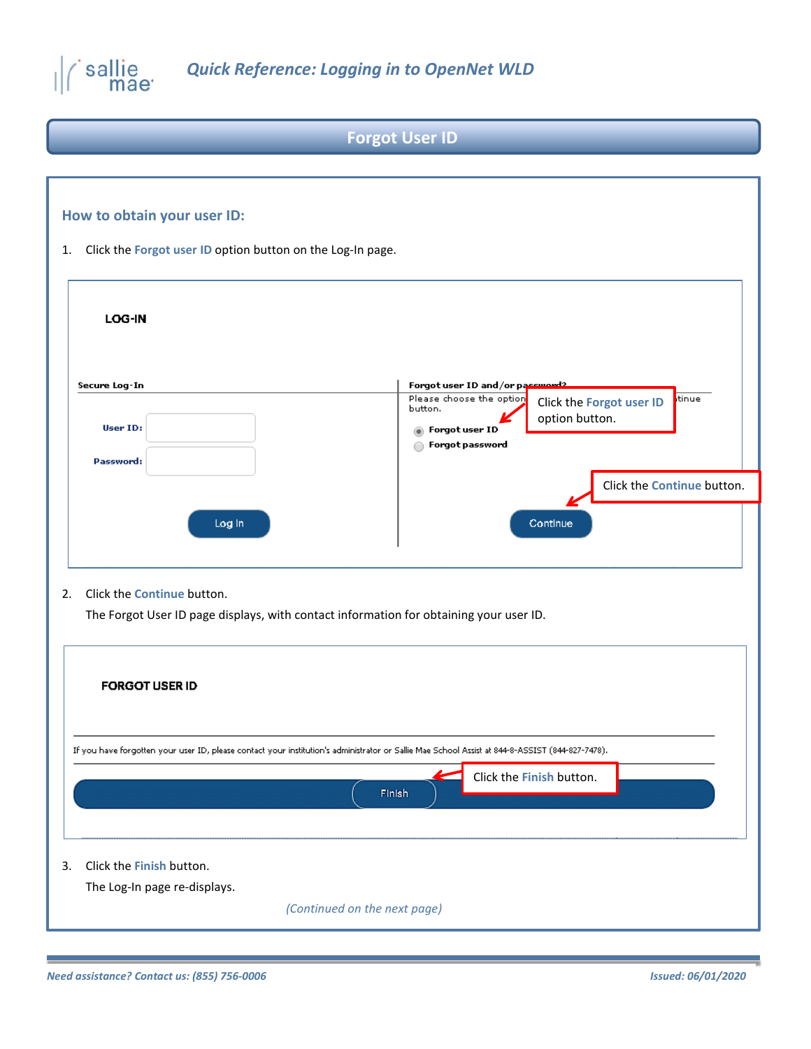## Forgot User ID

### How to obtain your user ID:

1. Click the **Forgot user ID** option button on the Log-In page.

LOG-IN

Secure Log-In

User ID:

Password:

Log In

Forgot user ID and/or password?

Please choose the option button.

Forgot user ID

Forgot password

Continue

Click the Forgot user ID option button.

Click the Continue button.

2. Click the **Continue** button.

   The Forgot User ID page displays, with contact information for obtaining your user ID.

FORGOT USER ID

If you have forgotten your user ID, please contact your institution's administrator or Sallie Mae School Assist at 844-8-ASSIST (844-827-7478).

Finish

Click the Finish button.

3. Click the **Finish** button.

   The Log-In page re-displays.

*(Continued on the next page)*

*Need assistance? Contact us: (855) 756-0006*

*Issued: 06/01/2020*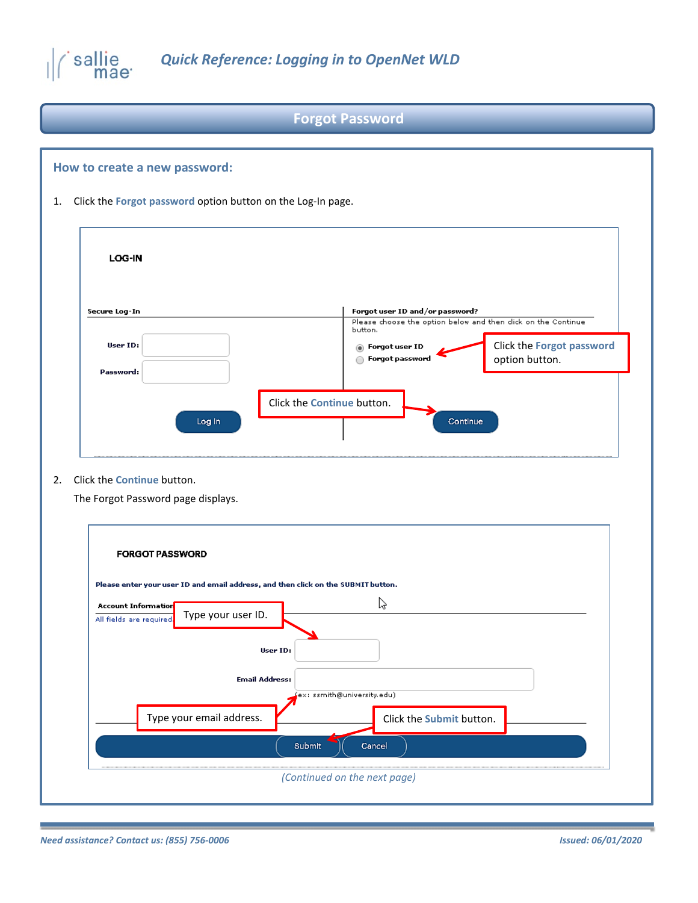## Forgot Password

### How to create a new password:

1. Click the **Forgot password** option button on the Log-In page.

LOG-IN

Secure Log-In

User ID:

Password:

Log In

Forgot user ID and/or password?

Please choose the option below and then click on the Continue button.

- Forgot user ID
- Forgot password

Click the **Forgot password** option button.

Click the **Continue** button.

Continue

2. Click the **Continue** button.

   The Forgot Password page displays.

FORGOT PASSWORD

Please enter your user ID and email address, and then click on the SUBMIT button.

Account Information

All fields are required.

Type your user ID.

User ID:

Email Address:

(ex: ssmith@university.edu)

Type your email address.

Click the **Submit** button.

Submit | Cancel

*(Continued on the next page)*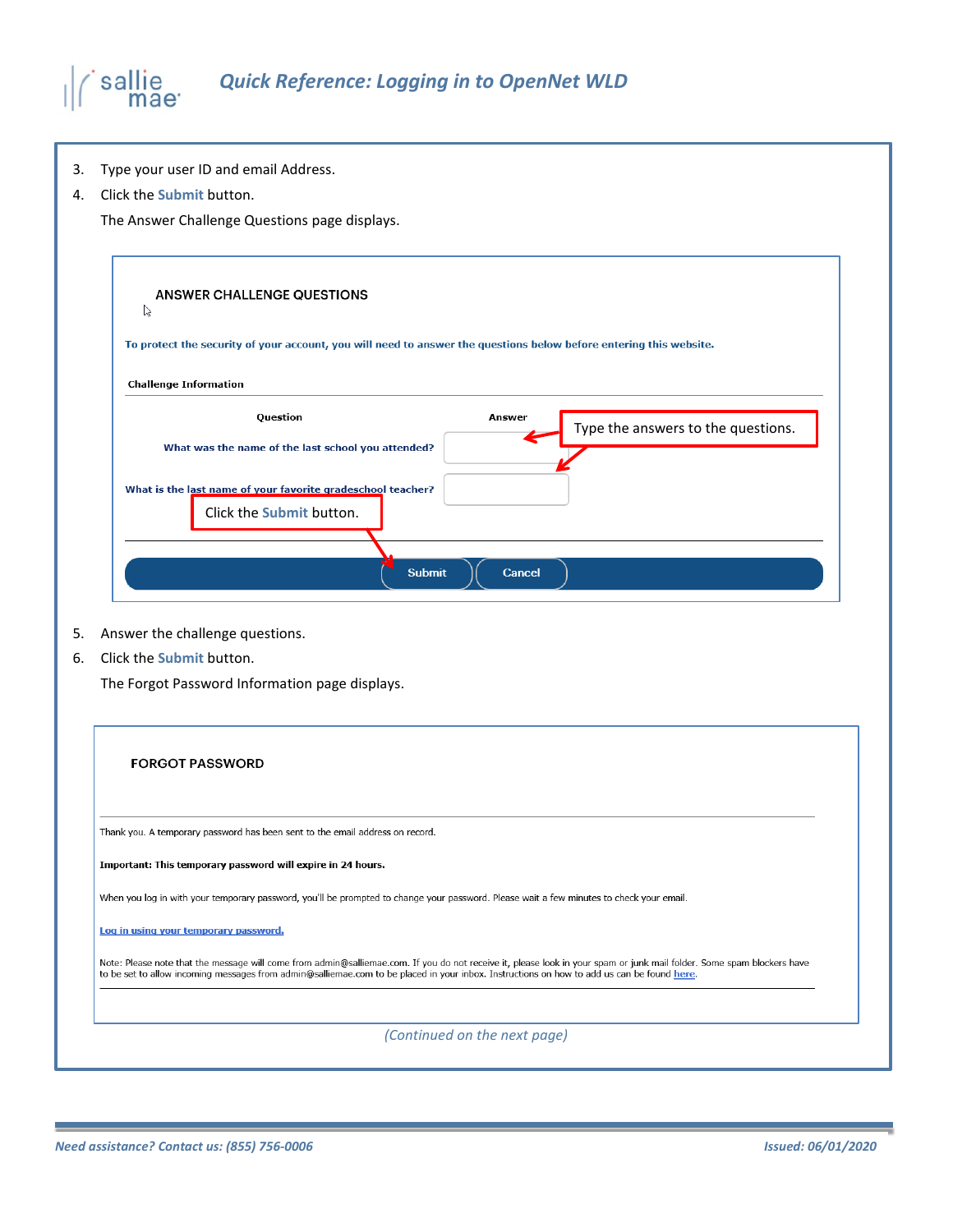3. Type your user ID and email Address.
4. Click the **Submit** button.

   The Answer Challenge Questions page displays.

ANSWER CHALLENGE QUESTIONS

To protect the security of your account, you will need to answer the questions below before entering this website.

Challenge Information

| Question | Answer |
| --- | --- |
| What was the name of the last school you attended? | |
| What is the last name of your favorite gradeschool teacher? | |

Type the answers to the questions.

Click the **Submit** button.

Submit Cancel

5. Answer the challenge questions.
6. Click the **Submit** button.

   The Forgot Password Information page displays.

FORGOT PASSWORD

Thank you. A temporary password has been sent to the email address on record.

**Important: This temporary password will expire in 24 hours.**

When you log in with your temporary password, you'll be prompted to change your password. Please wait a few minutes to check your email.

Log in using your temporary password.

Note: Please note that the message will come from admin@salliemae.com. If you do not receive it, please look in your spam or junk mail folder. Some spam blockers have to be set to allow incoming messages from admin@salliemae.com to be placed in your inbox. Instructions on how to add us can be found here.

*(Continued on the next page)*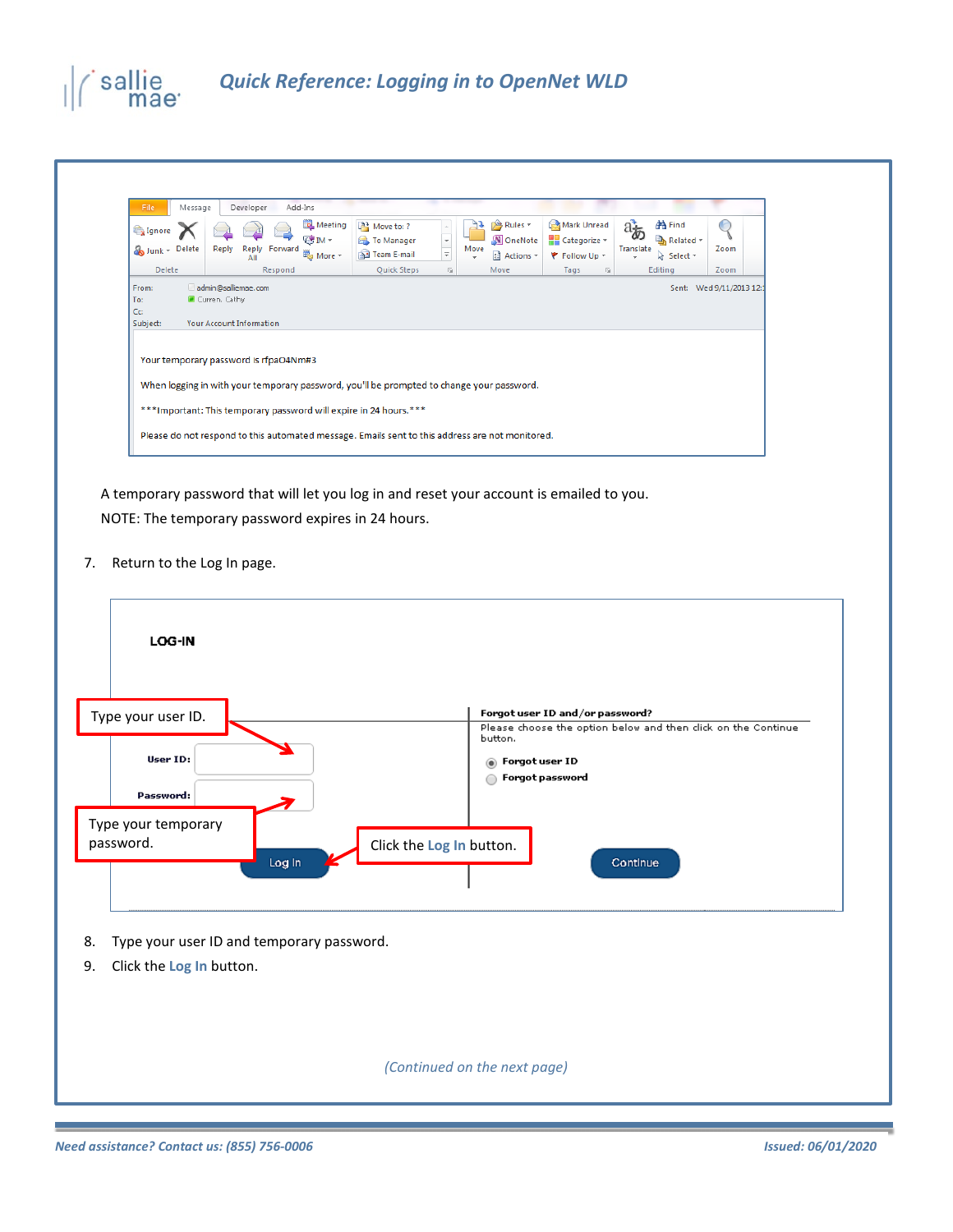From: admin@salliemae.com
To: Curren, Cathy
Cc:
Subject: Your Account Information

Sent: Wed 9/11/2013 12:

Your temporary password is rfpaO4Nm#3

When logging in with your temporary password, you'll be prompted to change your password.

***Important: This temporary password will expire in 24 hours.***

Please do not respond to this automated message. Emails sent to this address are not monitored.

A temporary password that will let you log in and reset your account is emailed to you.

NOTE: The temporary password expires in 24 hours.

7. Return to the Log In page.

**LOG-IN**

Type your user ID.

User ID:

Password:

Type your temporary password.

Log In

Click the Log In button.

Forgot user ID and/or password?

Please choose the option below and then click on the Continue button.

- Forgot user ID
- Forgot password

Continue

8. Type your user ID and temporary password.
9. Click the Log In button.

*(Continued on the next page)*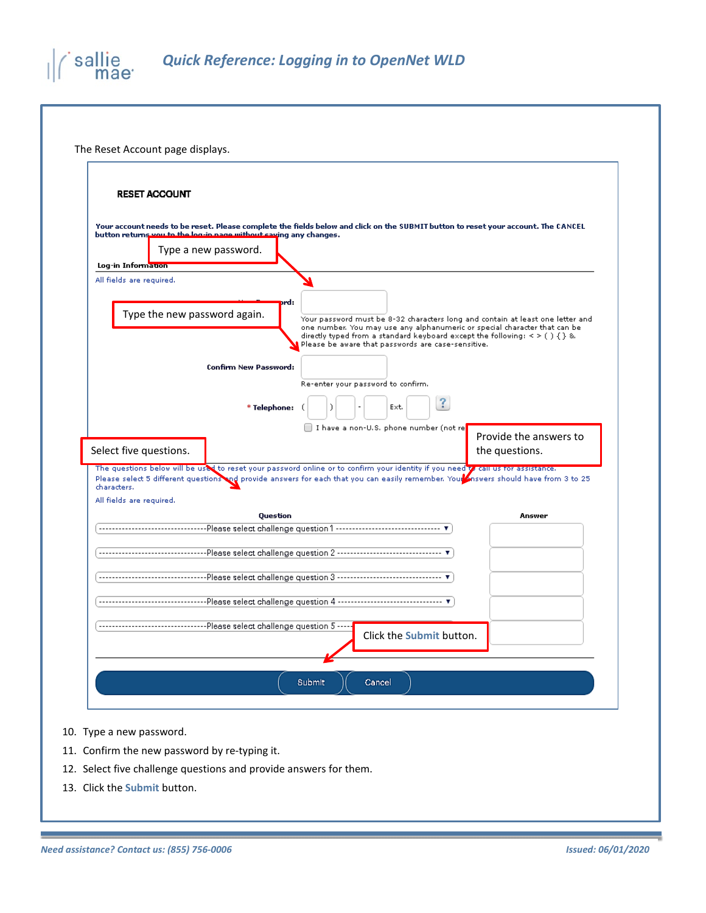The Reset Account page displays.

**RESET ACCOUNT**

Your account needs to be reset. Please complete the fields below and click on the SUBMIT button to reset your account. The CANCEL button returns you to the log-in page without saving any changes.

Type a new password.

Log-in Information

All fields are required.

Type the new password again.

Your password must be 8-32 characters long and contain at least one letter and one number. You may use any alphanumeric or special character that can be directly typed from a standard keyboard except the following: < > ( ) { } &. Please be aware that passwords are case-sensitive.

Confirm New Password:

Re-enter your password to confirm.

* Telephone: ( ) - Ext.

I have a non-U.S. phone number (not re

Select five questions.

Provide the answers to the questions.

The questions below will be used to reset your password online or to confirm your identity if you need to call us for assistance. Please select 5 different questions and provide answers for each that you can easily remember. Your answers should have from 3 to 25 characters.

All fields are required.

| Question | Answer |
|---|---|
| Please select challenge question 1 | |
| Please select challenge question 2 | |
| Please select challenge question 3 | |
| Please select challenge question 4 | |
| Please select challenge question 5 | |

Click the **Submit** button.

Submit Cancel

10. Type a new password.
11. Confirm the new password by re-typing it.
12. Select five challenge questions and provide answers for them.
13. Click the **Submit** button.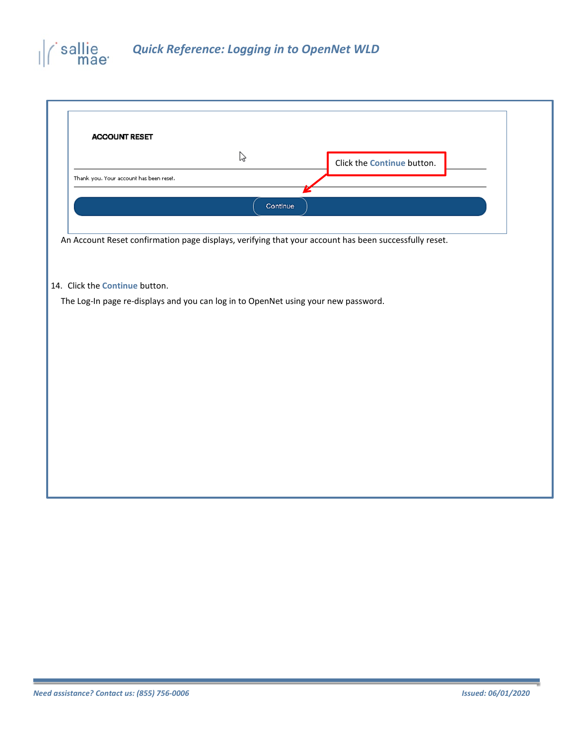ACCOUNT RESET

Click the **Continue** button.

Thank you. Your account has been reset.

Continue

An Account Reset confirmation page displays, verifying that your account has been successfully reset.

14. Click the **Continue** button.

    The Log-In page re-displays and you can log in to OpenNet using your new password.